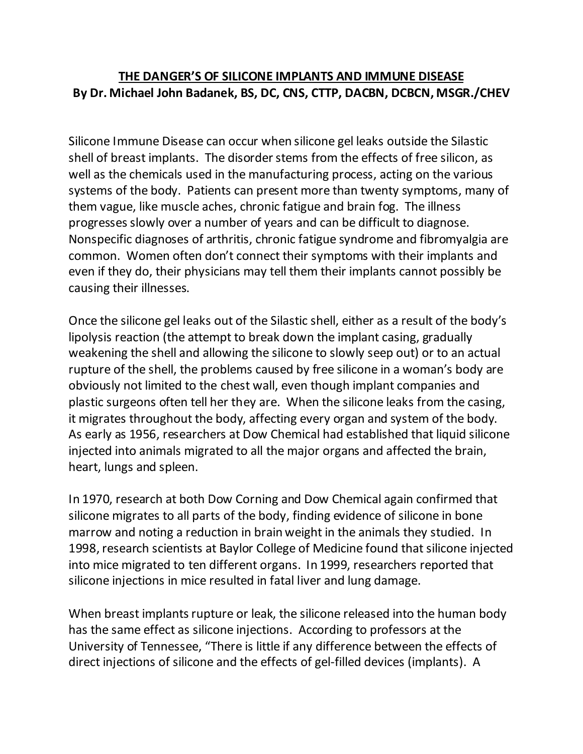# THE DANGER'S OF SILICONE IMPLANTS AND IMMUNE DISEASE

**By Dr. Michael John Badanek, BS, DC, CNS, CTTP, DACBN, DCBCN, MSGR./CHEV**

Silicone Immune Disease can occur when silicone gel leaks outside the Silastic shell of breast implants. The disorder stems from the effects of free silicon, as well as the chemicals used in the manufacturing process, acting on the various systems of the body. Patients can present more than twenty symptoms, many of them vague, like muscle aches, chronic fatigue and brain fog. The illness progresses slowly over a number of years and can be difficult to diagnose. Nonspecific diagnoses of arthritis, chronic fatigue syndrome and fibromyalgia are common. Women often don't connect their symptoms with their implants and even if they do, their physicians may tell them their implants cannot possibly be causing their illnesses.

Once the silicone gel leaks out of the Silastic shell, either as a result of the body's lipolysis reaction (the attempt to break down the implant casing, gradually weakening the shell and allowing the silicone to slowly seep out) or to an actual rupture of the shell, the problems caused by free silicone in a woman's body are obviously not limited to the chest wall, even though implant companies and plastic surgeons often tell her they are. When the silicone leaks from the casing, it migrates throughout the body, affecting every organ and system of the body. As early as 1956, researchers at Dow Chemical had established that liquid silicone injected into animals migrated to all the major organs and affected the brain, heart, lungs and spleen.

In 1970, research at both Dow Corning and Dow Chemical again confirmed that silicone migrates to all parts of the body, finding evidence of silicone in bone marrow and noting a reduction in brain weight in the animals they studied. In 1998, research scientists at Baylor College of Medicine found that silicone injected into mice migrated to ten different organs. In 1999, researchers reported that silicone injections in mice resulted in fatal liver and lung damage.

When breast implants rupture or leak, the silicone released into the human body has the same effect as silicone injections. According to professors at the University of Tennessee, "There is little if any difference between the effects of direct injections of silicone and the effects of gel-filled devices (implants). A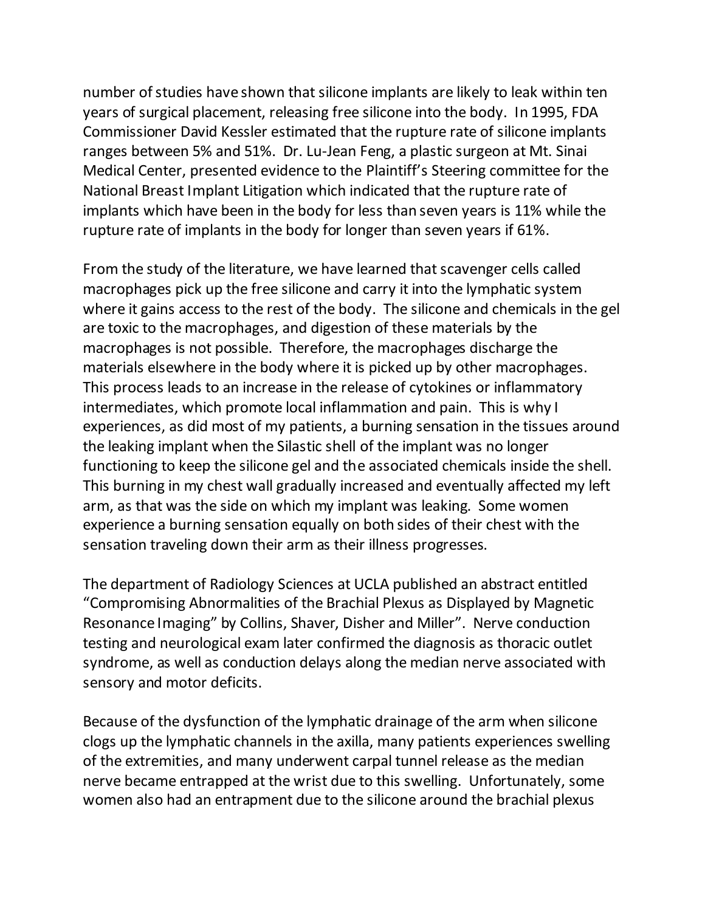number of studies have shown that silicone implants are likely to leak within ten years of surgical placement, releasing free silicone into the body. In 1995, FDA Commissioner David Kessler estimated that the rupture rate of silicone implants ranges between 5% and 51%. Dr. Lu-Jean Feng, a plastic surgeon at Mt. Sinai Medical Center, presented evidence to the Plaintiff's Steering committee for the National Breast Implant Litigation which indicated that the rupture rate of implants which have been in the body for less than seven years is 11% while the rupture rate of implants in the body for longer than seven years if 61%.

From the study of the literature, we have learned that scavenger cells called macrophages pick up the free silicone and carry it into the lymphatic system where it gains access to the rest of the body. The silicone and chemicals in the gel are toxic to the macrophages, and digestion of these materials by the macrophages is not possible. Therefore, the macrophages discharge the materials elsewhere in the body where it is picked up by other macrophages. This process leads to an increase in the release of cytokines or inflammatory intermediates, which promote local inflammation and pain. This is why I experiences, as did most of my patients, a burning sensation in the tissues around the leaking implant when the Silastic shell of the implant was no longer functioning to keep the silicone gel and the associated chemicals inside the shell. This burning in my chest wall gradually increased and eventually affected my left arm, as that was the side on which my implant was leaking. Some women experience a burning sensation equally on both sides of their chest with the sensation traveling down their arm as their illness progresses.

The department of Radiology Sciences at UCLA published an abstract entitled "Compromising Abnormalities of the Brachial Plexus as Displayed by Magnetic Resonance Imaging" by Collins, Shaver, Disher and Miller". Nerve conduction testing and neurological exam later confirmed the diagnosis as thoracic outlet syndrome, as well as conduction delays along the median nerve associated with sensory and motor deficits.

Because of the dysfunction of the lymphatic drainage of the arm when silicone clogs up the lymphatic channels in the axilla, many patients experiences swelling of the extremities, and many underwent carpal tunnel release as the median nerve became entrapped at the wrist due to this swelling. Unfortunately, some women also had an entrapment due to the silicone around the brachial plexus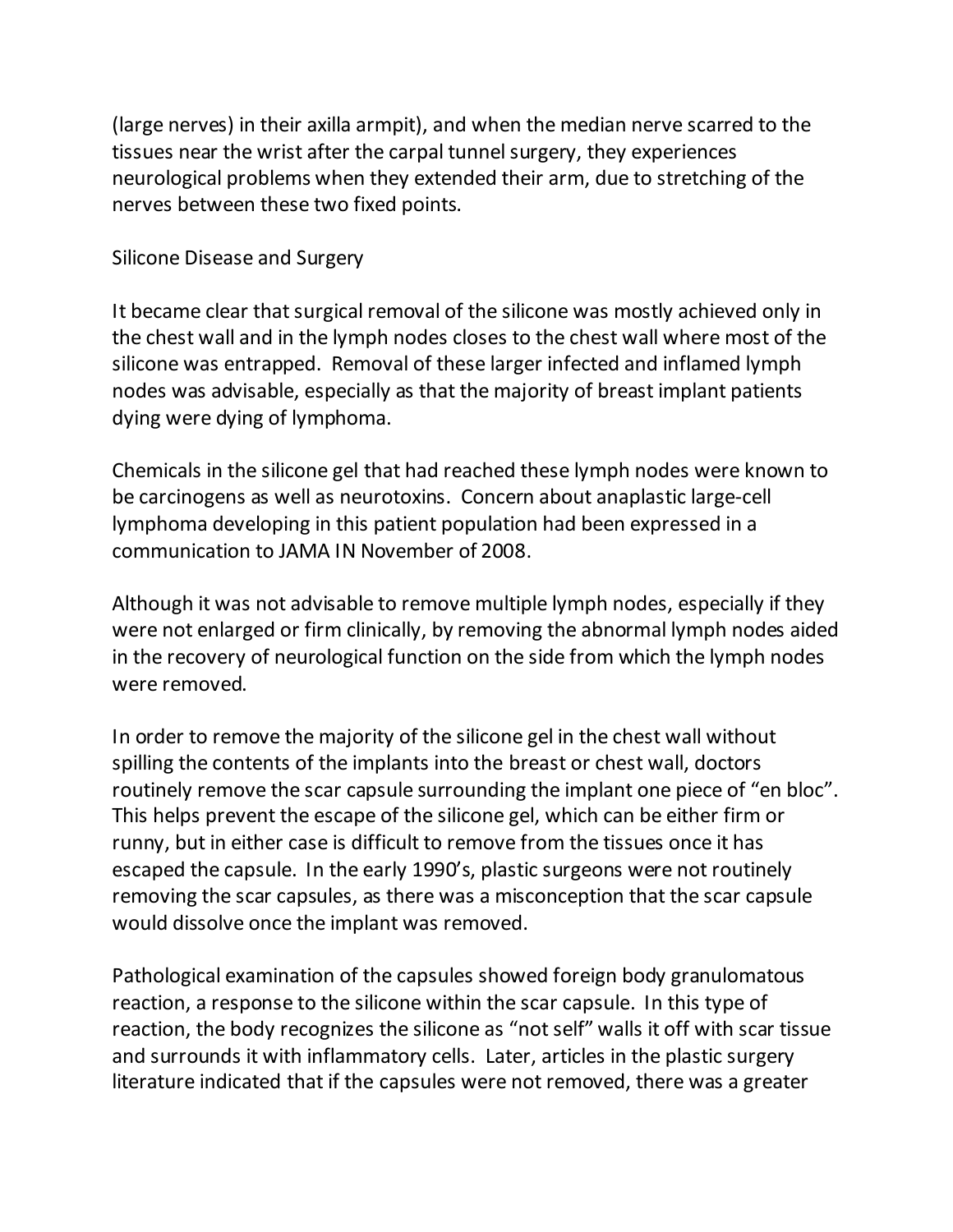(large nerves) in their axilla armpit), and when the median nerve scarred to the tissues near the wrist after the carpal tunnel surgery, they experiences neurological problems when they extended their arm, due to stretching of the nerves between these two fixed points.

## Silicone Disease and Surgery

It became clear that surgical removal of the silicone was mostly achieved only in the chest wall and in the lymph nodes closes to the chest wall where most of the silicone was entrapped. Removal of these larger infected and inflamed lymph nodes was advisable, especially as that the majority of breast implant patients dying were dying of lymphoma.

Chemicals in the silicone gel that had reached these lymph nodes were known to be carcinogens as well as neurotoxins. Concern about anaplastic large-cell lymphoma developing in this patient population had been expressed in a communication to JAMA IN November of 2008.

Although it was not advisable to remove multiple lymph nodes, especially if they were not enlarged or firm clinically, by removing the abnormal lymph nodes aided in the recovery of neurological function on the side from which the lymph nodes were removed.

In order to remove the majority of the silicone gel in the chest wall without spilling the contents of the implants into the breast or chest wall, doctors routinely remove the scar capsule surrounding the implant one piece of "en bloc". This helps prevent the escape of the silicone gel, which can be either firm or runny, but in either case is difficult to remove from the tissues once it has escaped the capsule. In the early 1990's, plastic surgeons were not routinely removing the scar capsules, as there was a misconception that the scar capsule would dissolve once the implant was removed.

Pathological examination of the capsules showed foreign body granulomatous reaction, a response to the silicone within the scar capsule. In this type of reaction, the body recognizes the silicone as "not self" walls it off with scar tissue and surrounds it with inflammatory cells. Later, articles in the plastic surgery literature indicated that if the capsules were not removed, there was a greater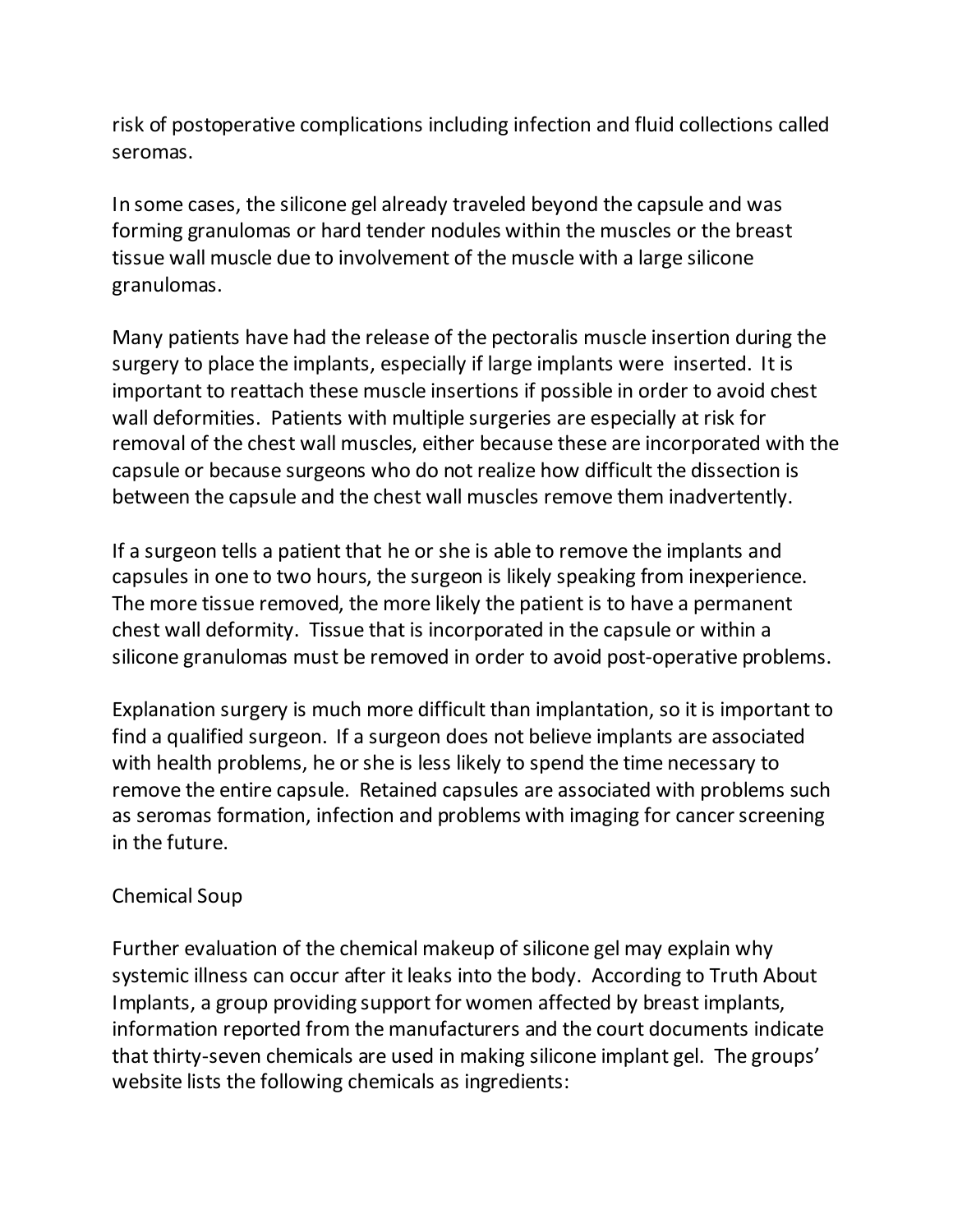risk of postoperative complications including infection and fluid collections called seromas.

In some cases, the silicone gel already traveled beyond the capsule and was forming granulomas or hard tender nodules within the muscles or the breast tissue wall muscle due to involvement of the muscle with a large silicone granulomas.

Many patients have had the release of the pectoralis muscle insertion during the surgery to place the implants, especially if large implants were inserted. It is important to reattach these muscle insertions if possible in order to avoid chest wall deformities. Patients with multiple surgeries are especially at risk for removal of the chest wall muscles, either because these are incorporated with the capsule or because surgeons who do not realize how difficult the dissection is between the capsule and the chest wall muscles remove them inadvertently.

If a surgeon tells a patient that he or she is able to remove the implants and capsules in one to two hours, the surgeon is likely speaking from inexperience. The more tissue removed, the more likely the patient is to have a permanent chest wall deformity. Tissue that is incorporated in the capsule or within a silicone granulomas must be removed in order to avoid post-operative problems.

Explanation surgery is much more difficult than implantation, so it is important to find a qualified surgeon. If a surgeon does not believe implants are associated with health problems, he or she is less likely to spend the time necessary to remove the entire capsule. Retained capsules are associated with problems such as seromas formation, infection and problems with imaging for cancer screening in the future.

## Chemical Soup

Further evaluation of the chemical makeup of silicone gel may explain why systemic illness can occur after it leaks into the body. According to Truth About Implants, a group providing support for women affected by breast implants, information reported from the manufacturers and the court documents indicate that thirty-seven chemicals are used in making silicone implant gel. The groups' website lists the following chemicals as ingredients: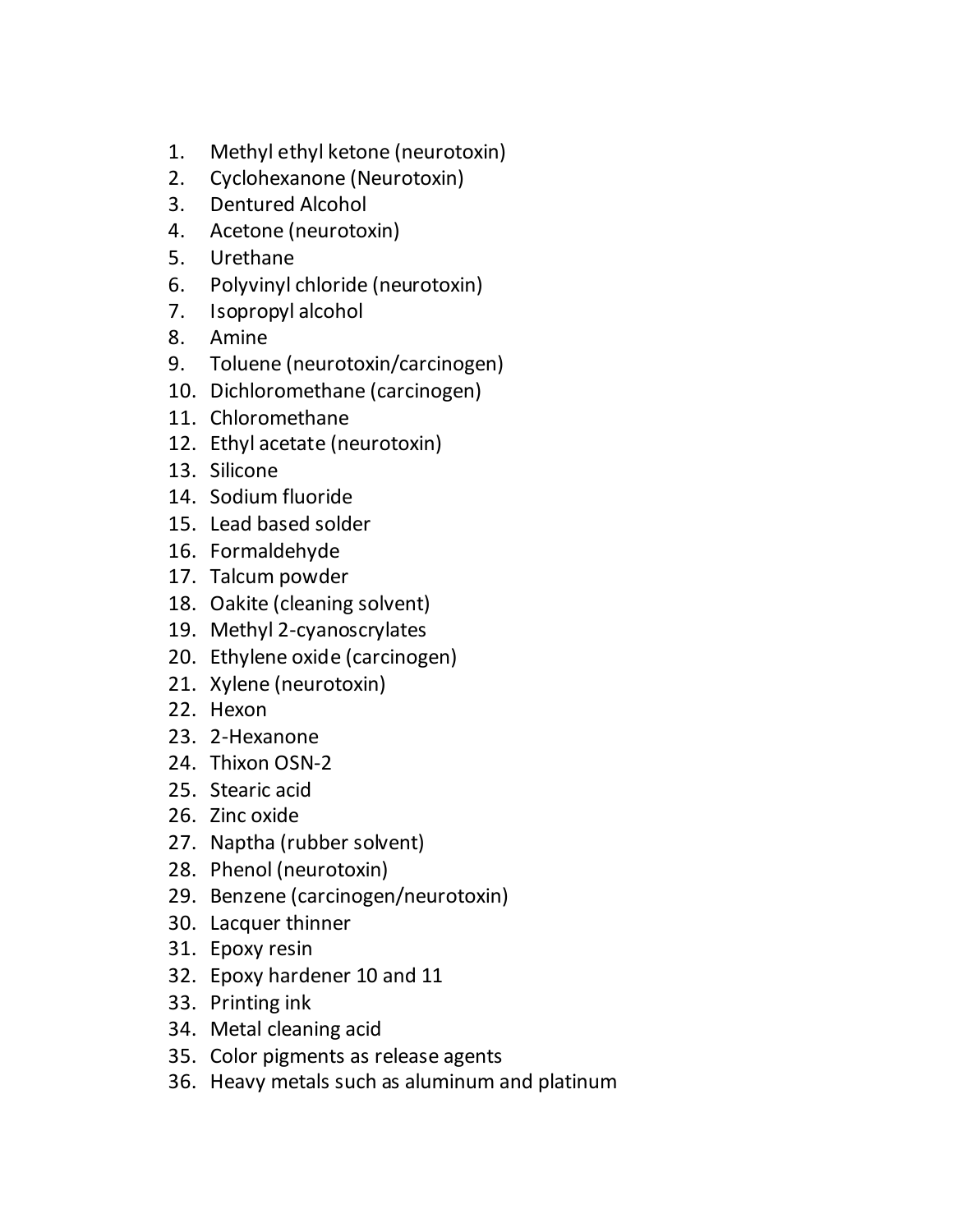1. Methyl ethyl ketone (neurotoxin)
2. Cyclohexanone (Neurotoxin)
3. Dentured Alcohol
4. Acetone (neurotoxin)
5. Urethane
6. Polyvinyl chloride (neurotoxin)
7. Isopropyl alcohol
8. Amine
9. Toluene (neurotoxin/carcinogen)
10. Dichloromethane (carcinogen)
11. Chloromethane
12. Ethyl acetate (neurotoxin)
13. Silicone
14. Sodium fluoride
15. Lead based solder
16. Formaldehyde
17. Talcum powder
18. Oakite (cleaning solvent)
19. Methyl 2-cyanoscrylates
20. Ethylene oxide (carcinogen)
21. Xylene (neurotoxin)
22. Hexon
23. 2-Hexanone
24. Thixon OSN-2
25. Stearic acid
26. Zinc oxide
27. Naptha (rubber solvent)
28. Phenol (neurotoxin)
29. Benzene (carcinogen/neurotoxin)
30. Lacquer thinner
31. Epoxy resin
32. Epoxy hardener 10 and 11
33. Printing ink
34. Metal cleaning acid
35. Color pigments as release agents
36. Heavy metals such as aluminum and platinum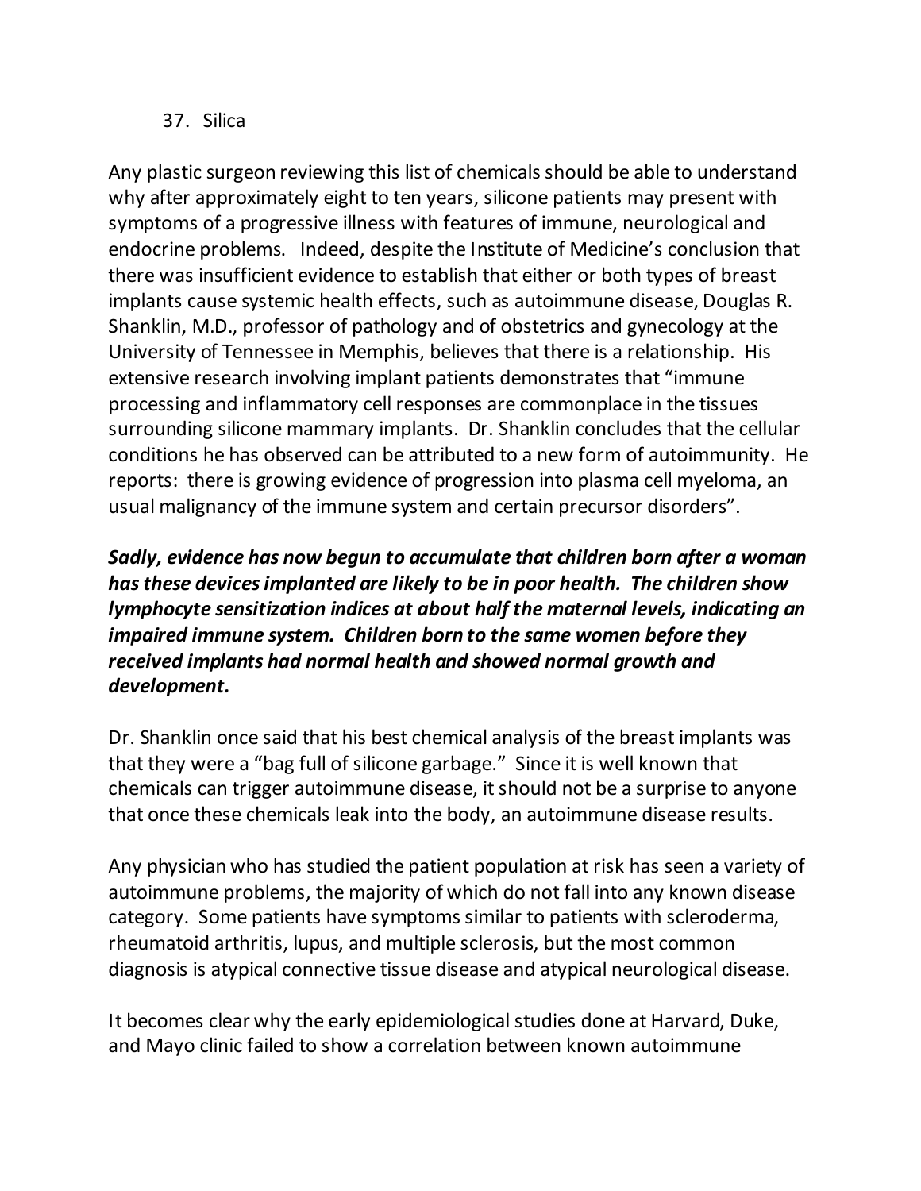37. Silica

Any plastic surgeon reviewing this list of chemicals should be able to understand why after approximately eight to ten years, silicone patients may present with symptoms of a progressive illness with features of immune, neurological and endocrine problems. Indeed, despite the Institute of Medicine's conclusion that there was insufficient evidence to establish that either or both types of breast implants cause systemic health effects, such as autoimmune disease, Douglas R. Shanklin, M.D., professor of pathology and of obstetrics and gynecology at the University of Tennessee in Memphis, believes that there is a relationship. His extensive research involving implant patients demonstrates that "immune processing and inflammatory cell responses are commonplace in the tissues surrounding silicone mammary implants. Dr. Shanklin concludes that the cellular conditions he has observed can be attributed to a new form of autoimmunity. He reports: there is growing evidence of progression into plasma cell myeloma, an usual malignancy of the immune system and certain precursor disorders".

***Sadly, evidence has now begun to accumulate that children born after a woman has these devices implanted are likely to be in poor health. The children show lymphocyte sensitization indices at about half the maternal levels, indicating an impaired immune system. Children born to the same women before they received implants had normal health and showed normal growth and development.***

Dr. Shanklin once said that his best chemical analysis of the breast implants was that they were a "bag full of silicone garbage." Since it is well known that chemicals can trigger autoimmune disease, it should not be a surprise to anyone that once these chemicals leak into the body, an autoimmune disease results.

Any physician who has studied the patient population at risk has seen a variety of autoimmune problems, the majority of which do not fall into any known disease category. Some patients have symptoms similar to patients with scleroderma, rheumatoid arthritis, lupus, and multiple sclerosis, but the most common diagnosis is atypical connective tissue disease and atypical neurological disease.

It becomes clear why the early epidemiological studies done at Harvard, Duke, and Mayo clinic failed to show a correlation between known autoimmune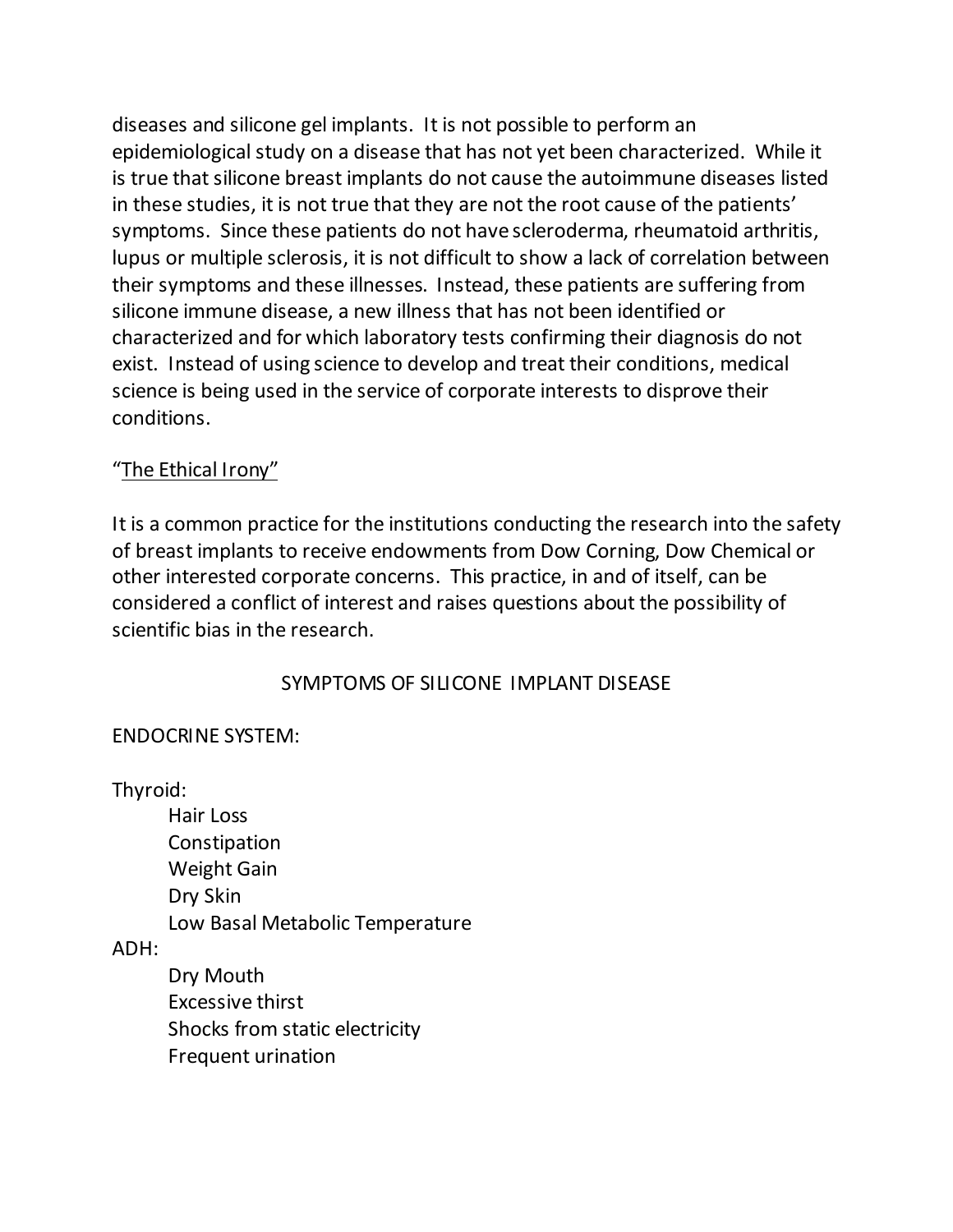diseases and silicone gel implants. It is not possible to perform an epidemiological study on a disease that has not yet been characterized. While it is true that silicone breast implants do not cause the autoimmune diseases listed in these studies, it is not true that they are not the root cause of the patients' symptoms. Since these patients do not have scleroderma, rheumatoid arthritis, lupus or multiple sclerosis, it is not difficult to show a lack of correlation between their symptoms and these illnesses. Instead, these patients are suffering from silicone immune disease, a new illness that has not been identified or characterized and for which laboratory tests confirming their diagnosis do not exist. Instead of using science to develop and treat their conditions, medical science is being used in the service of corporate interests to disprove their conditions.

"The Ethical Irony"

It is a common practice for the institutions conducting the research into the safety of breast implants to receive endowments from Dow Corning, Dow Chemical or other interested corporate concerns. This practice, in and of itself, can be considered a conflict of interest and raises questions about the possibility of scientific bias in the research.

## SYMPTOMS OF SILICONE IMPLANT DISEASE

ENDOCRINE SYSTEM:

Thyroid:
- Hair Loss
- Constipation
- Weight Gain
- Dry Skin
- Low Basal Metabolic Temperature

ADH:
- Dry Mouth
- Excessive thirst
- Shocks from static electricity
- Frequent urination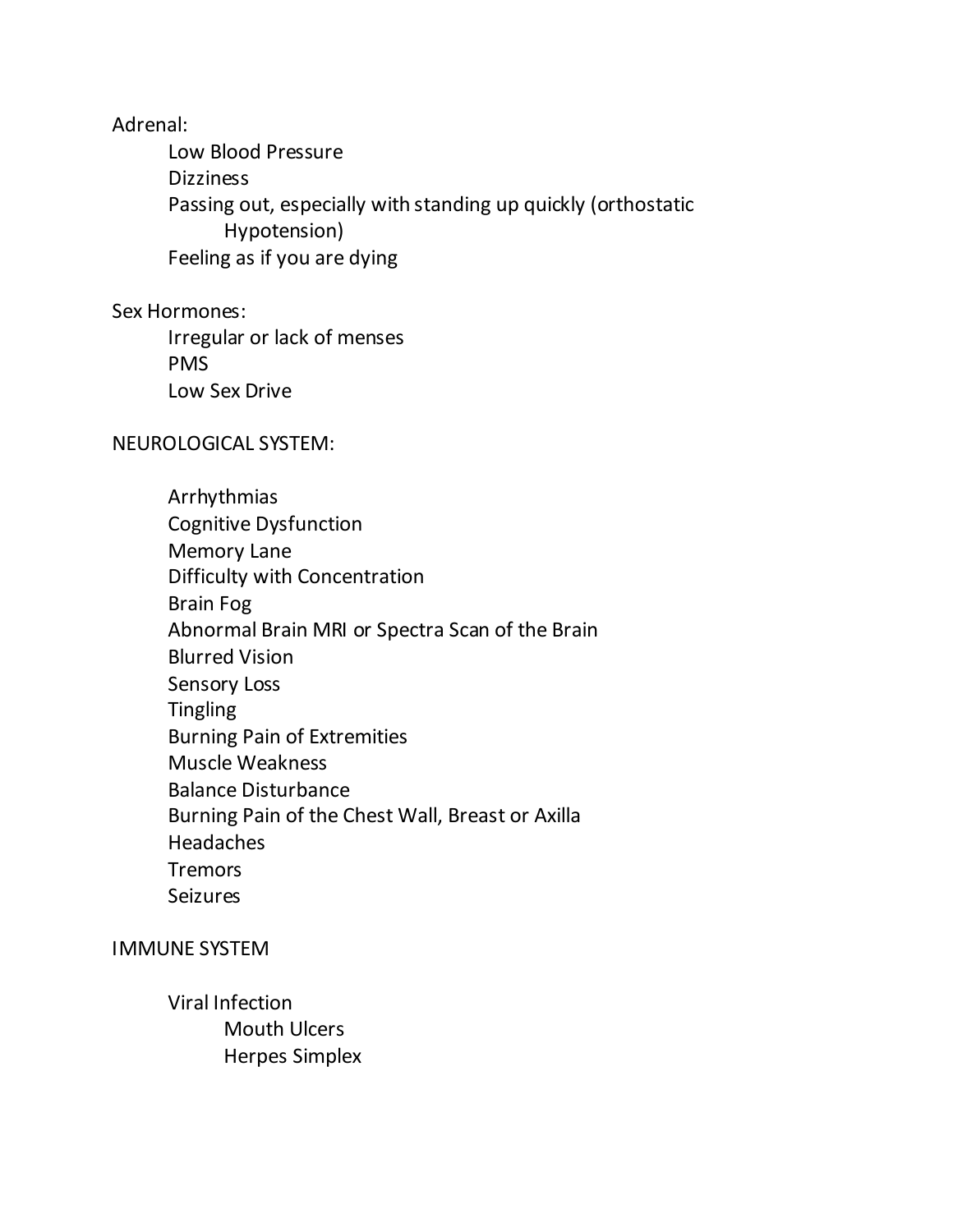Adrenal:

- Low Blood Pressure
- Dizziness
- Passing out, especially with standing up quickly (orthostatic Hypotension)
- Feeling as if you are dying

Sex Hormones:

- Irregular or lack of menses
- PMS
- Low Sex Drive

NEUROLOGICAL SYSTEM:

- Arrhythmias
- Cognitive Dysfunction
- Memory Lane
- Difficulty with Concentration
- Brain Fog
- Abnormal Brain MRI or Spectra Scan of the Brain
- Blurred Vision
- Sensory Loss
- Tingling
- Burning Pain of Extremities
- Muscle Weakness
- Balance Disturbance
- Burning Pain of the Chest Wall, Breast or Axilla
- Headaches
- Tremors
- Seizures

IMMUNE SYSTEM

- Viral Infection
  - Mouth Ulcers
  - Herpes Simplex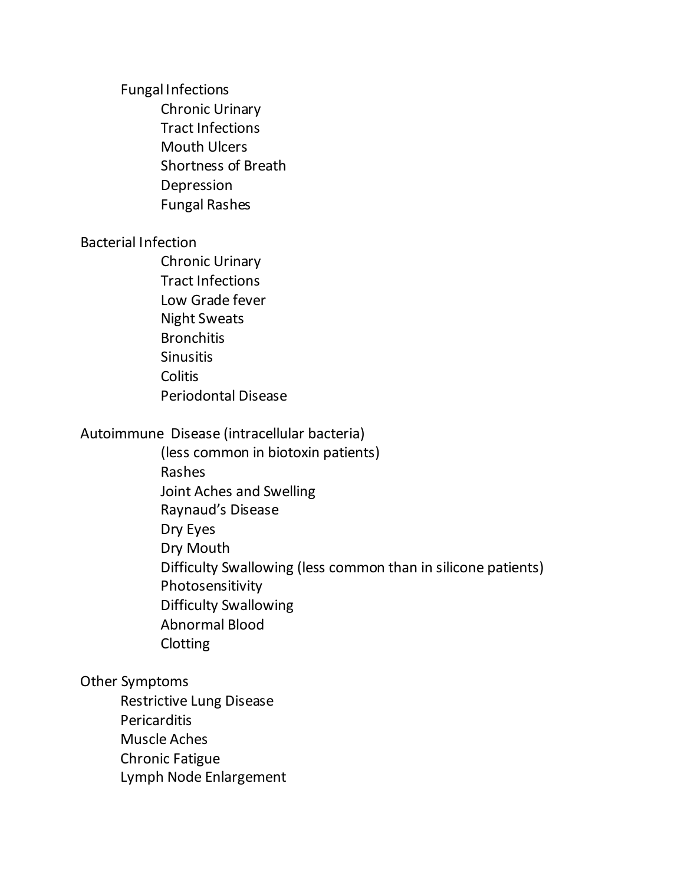Fungal Infections

- Chronic Urinary
- Tract Infections
- Mouth Ulcers
- Shortness of Breath
- Depression
- Fungal Rashes

Bacterial Infection

- Chronic Urinary
- Tract Infections
- Low Grade fever
- Night Sweats
- Bronchitis
- Sinusitis
- Colitis
- Periodontal Disease

Autoimmune Disease (intracellular bacteria)

- (less common in biotoxin patients)
- Rashes
- Joint Aches and Swelling
- Raynaud's Disease
- Dry Eyes
- Dry Mouth
- Difficulty Swallowing (less common than in silicone patients)
- Photosensitivity
- Difficulty Swallowing
- Abnormal Blood
- Clotting

Other Symptoms

- Restrictive Lung Disease
- Pericarditis
- Muscle Aches
- Chronic Fatigue
- Lymph Node Enlargement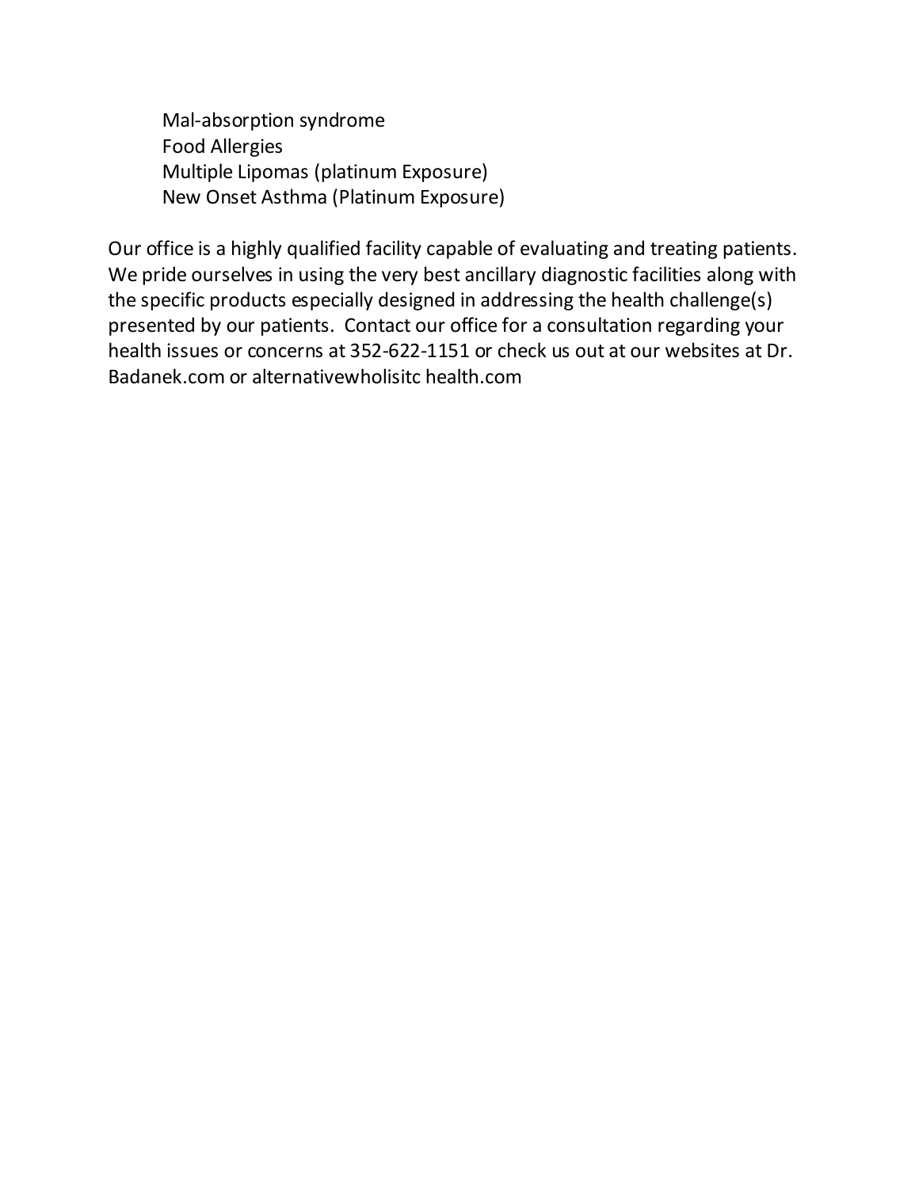- Mal-absorption syndrome
- Food Allergies
- Multiple Lipomas (platinum Exposure)
- New Onset Asthma (Platinum Exposure)

Our office is a highly qualified facility capable of evaluating and treating patients. We pride ourselves in using the very best ancillary diagnostic facilities along with the specific products especially designed in addressing the health challenge(s) presented by our patients. Contact our office for a consultation regarding your health issues or concerns at 352-622-1151 or check us out at our websites at Dr. Badanek.com or alternativewholisitc health.com